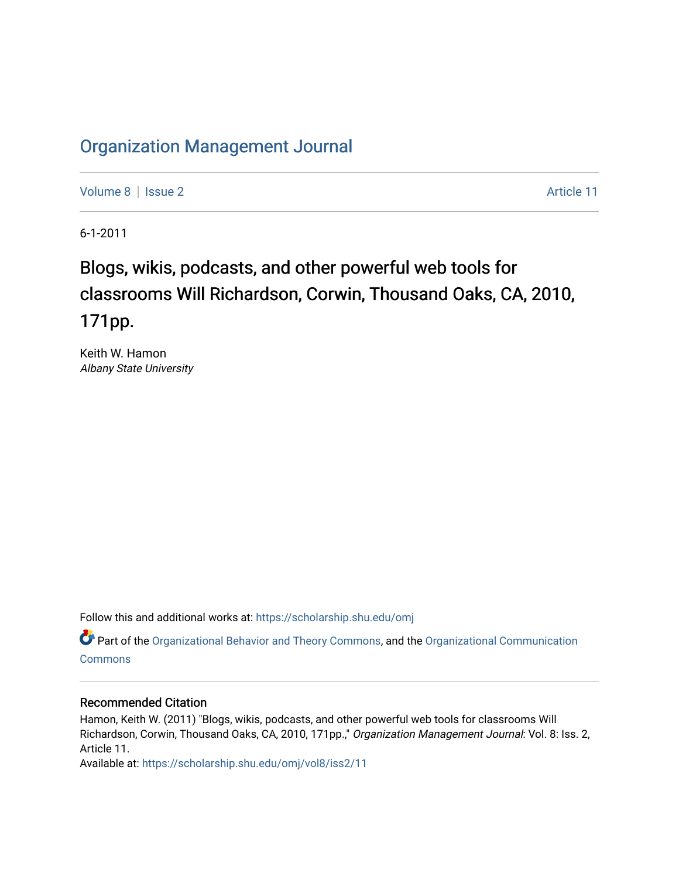# Organization Management Journal

Volume 8 | Issue 2 Article 11

6-1-2011

## Blogs, wikis, podcasts, and other powerful web tools for classrooms Will Richardson, Corwin, Thousand Oaks, CA, 2010, 171pp.

Keith W. Hamon
*Albany State University*

Follow this and additional works at: https://scholarship.shu.edu/omj

Part of the Organizational Behavior and Theory Commons, and the Organizational Communication Commons

### Recommended Citation

Hamon, Keith W. (2011) "Blogs, wikis, podcasts, and other powerful web tools for classrooms Will Richardson, Corwin, Thousand Oaks, CA, 2010, 171pp.," *Organization Management Journal*: Vol. 8: Iss. 2, Article 11.
Available at: https://scholarship.shu.edu/omj/vol8/iss2/11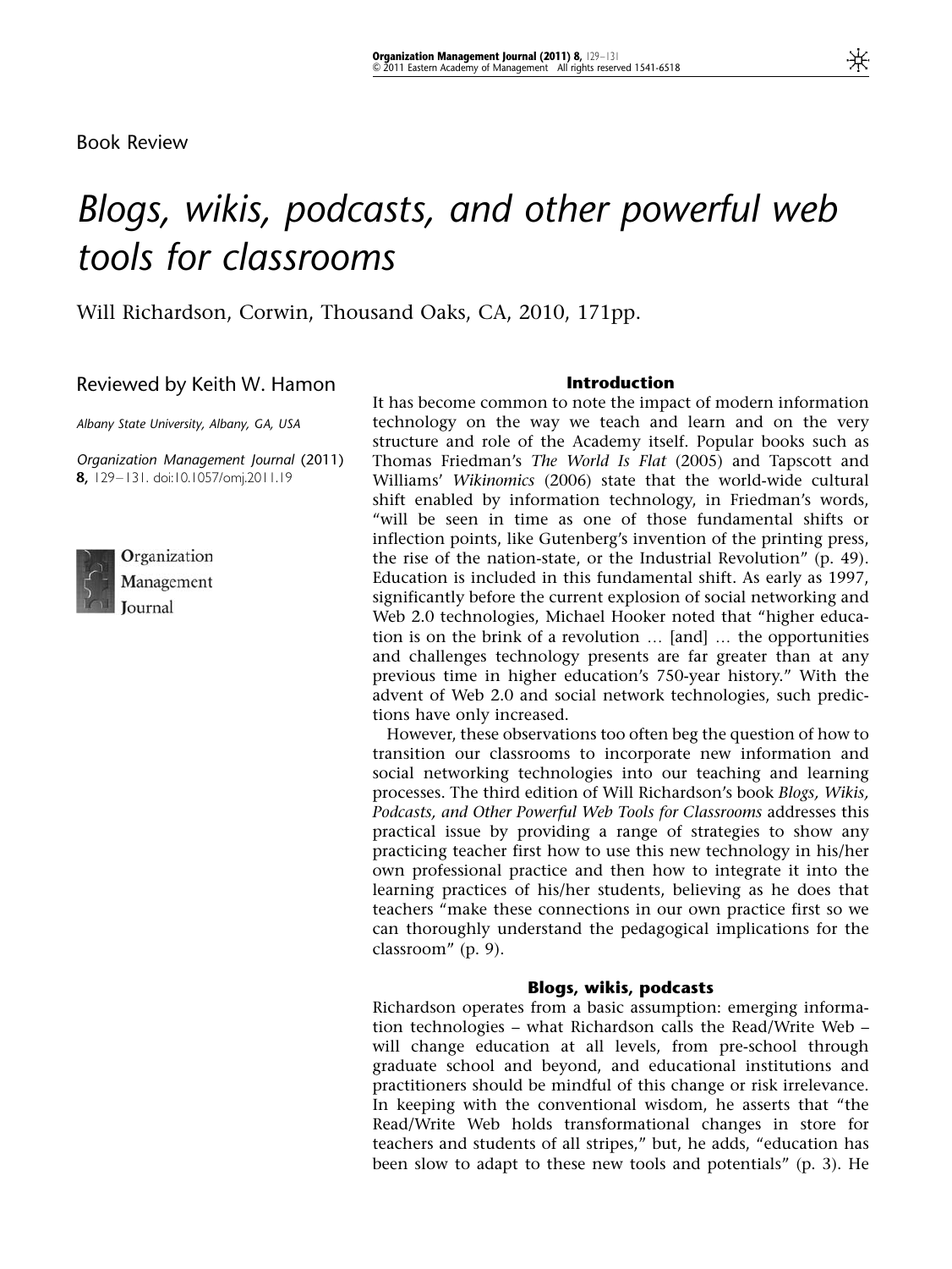Book Review

# Blogs, wikis, podcasts, and other powerful web tools for classrooms

Will Richardson, Corwin, Thousand Oaks, CA, 2010, 171pp.

Reviewed by Keith W. Hamon

*Albany State University, Albany, GA, USA*

*Organization Management Journal* (2011) **8,** 129–131. doi:10.1057/omj.2011.19

## Introduction

It has become common to note the impact of modern information technology on the way we teach and learn and on the very structure and role of the Academy itself. Popular books such as Thomas Friedman's *The World Is Flat* (2005) and Tapscott and Williams' *Wikinomics* (2006) state that the world-wide cultural shift enabled by information technology, in Friedman's words, "will be seen in time as one of those fundamental shifts or inflection points, like Gutenberg's invention of the printing press, the rise of the nation-state, or the Industrial Revolution" (p. 49). Education is included in this fundamental shift. As early as 1997, significantly before the current explosion of social networking and Web 2.0 technologies, Michael Hooker noted that "higher education is on the brink of a revolution … [and] … the opportunities and challenges technology presents are far greater than at any previous time in higher education's 750-year history." With the advent of Web 2.0 and social network technologies, such predictions have only increased.

However, these observations too often beg the question of how to transition our classrooms to incorporate new information and social networking technologies into our teaching and learning processes. The third edition of Will Richardson's book *Blogs, Wikis, Podcasts, and Other Powerful Web Tools for Classrooms* addresses this practical issue by providing a range of strategies to show any practicing teacher first how to use this new technology in his/her own professional practice and then how to integrate it into the learning practices of his/her students, believing as he does that teachers "make these connections in our own practice first so we can thoroughly understand the pedagogical implications for the classroom" (p. 9).

## Blogs, wikis, podcasts

Richardson operates from a basic assumption: emerging information technologies – what Richardson calls the Read/Write Web – will change education at all levels, from pre-school through graduate school and beyond, and educational institutions and practitioners should be mindful of this change or risk irrelevance. In keeping with the conventional wisdom, he asserts that "the Read/Write Web holds transformational changes in store for teachers and students of all stripes," but, he adds, "education has been slow to adapt to these new tools and potentials" (p. 3). He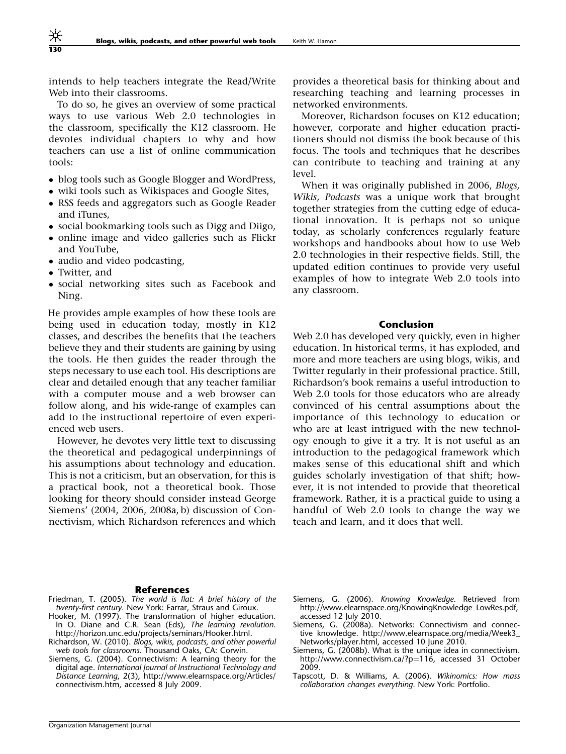intends to help teachers integrate the Read/Write Web into their classrooms.

To do so, he gives an overview of some practical ways to use various Web 2.0 technologies in the classroom, specifically the K12 classroom. He devotes individual chapters to why and how teachers can use a list of online communication tools:

- blog tools such as Google Blogger and WordPress,
- wiki tools such as Wikispaces and Google Sites,
- RSS feeds and aggregators such as Google Reader and iTunes,
- social bookmarking tools such as Digg and Diigo,
- online image and video galleries such as Flickr and YouTube,
- audio and video podcasting,
- Twitter, and
- social networking sites such as Facebook and Ning.

He provides ample examples of how these tools are being used in education today, mostly in K12 classes, and describes the benefits that the teachers believe they and their students are gaining by using the tools. He then guides the reader through the steps necessary to use each tool. His descriptions are clear and detailed enough that any teacher familiar with a computer mouse and a web browser can follow along, and his wide-range of examples can add to the instructional repertoire of even experienced web users.

However, he devotes very little text to discussing the theoretical and pedagogical underpinnings of his assumptions about technology and education. This is not a criticism, but an observation, for this is a practical book, not a theoretical book. Those looking for theory should consider instead George Siemens' (2004, 2006, 2008a, b) discussion of Connectivism, which Richardson references and which provides a theoretical basis for thinking about and researching teaching and learning processes in networked environments.

Moreover, Richardson focuses on K12 education; however, corporate and higher education practitioners should not dismiss the book because of this focus. The tools and techniques that he describes can contribute to teaching and training at any level.

When it was originally published in 2006, *Blogs, Wikis, Podcasts* was a unique work that brought together strategies from the cutting edge of educational innovation. It is perhaps not so unique today, as scholarly conferences regularly feature workshops and handbooks about how to use Web 2.0 technologies in their respective fields. Still, the updated edition continues to provide very useful examples of how to integrate Web 2.0 tools into any classroom.

## Conclusion

Web 2.0 has developed very quickly, even in higher education. In historical terms, it has exploded, and more and more teachers are using blogs, wikis, and Twitter regularly in their professional practice. Still, Richardson's book remains a useful introduction to Web 2.0 tools for those educators who are already convinced of his central assumptions about the importance of this technology to education or who are at least intrigued with the new technology enough to give it a try. It is not useful as an introduction to the pedagogical framework which makes sense of this educational shift and which guides scholarly investigation of that shift; however, it is not intended to provide that theoretical framework. Rather, it is a practical guide to using a handful of Web 2.0 tools to change the way we teach and learn, and it does that well.

## References

Friedman, T. (2005). *The world is flat: A brief history of the twenty-first century*. New York: Farrar, Straus and Giroux.

Hooker, M. (1997). The transformation of higher education. In O. Diane and C.R. Sean (Eds), *The learning revolution*. http://horizon.unc.edu/projects/seminars/Hooker.html.

Richardson, W. (2010). *Blogs, wikis, podcasts, and other powerful web tools for classrooms*. Thousand Oaks, CA: Corwin.

Siemens, G. (2004). Connectivism: A learning theory for the digital age. *International Journal of Instructional Technology and Distance Learning*, 2(3), http://www.elearnspace.org/Articles/connectivism.htm, accessed 8 July 2009.

Siemens, G. (2006). *Knowing Knowledge*. Retrieved from http://www.elearnspace.org/KnowingKnowledge_LowRes.pdf, accessed 12 July 2010.

Siemens, G. (2008a). Networks: Connectivism and connective knowledge. http://www.elearnspace.org/media/Week3_Networks/player.html, accessed 10 June 2010.

Siemens, G. (2008b). What is the unique idea in connectivism. http://www.connectivism.ca/?p=116, accessed 31 October 2009.

Tapscott, D. & Williams, A. (2006). *Wikinomics: How mass collaboration changes everything*. New York: Portfolio.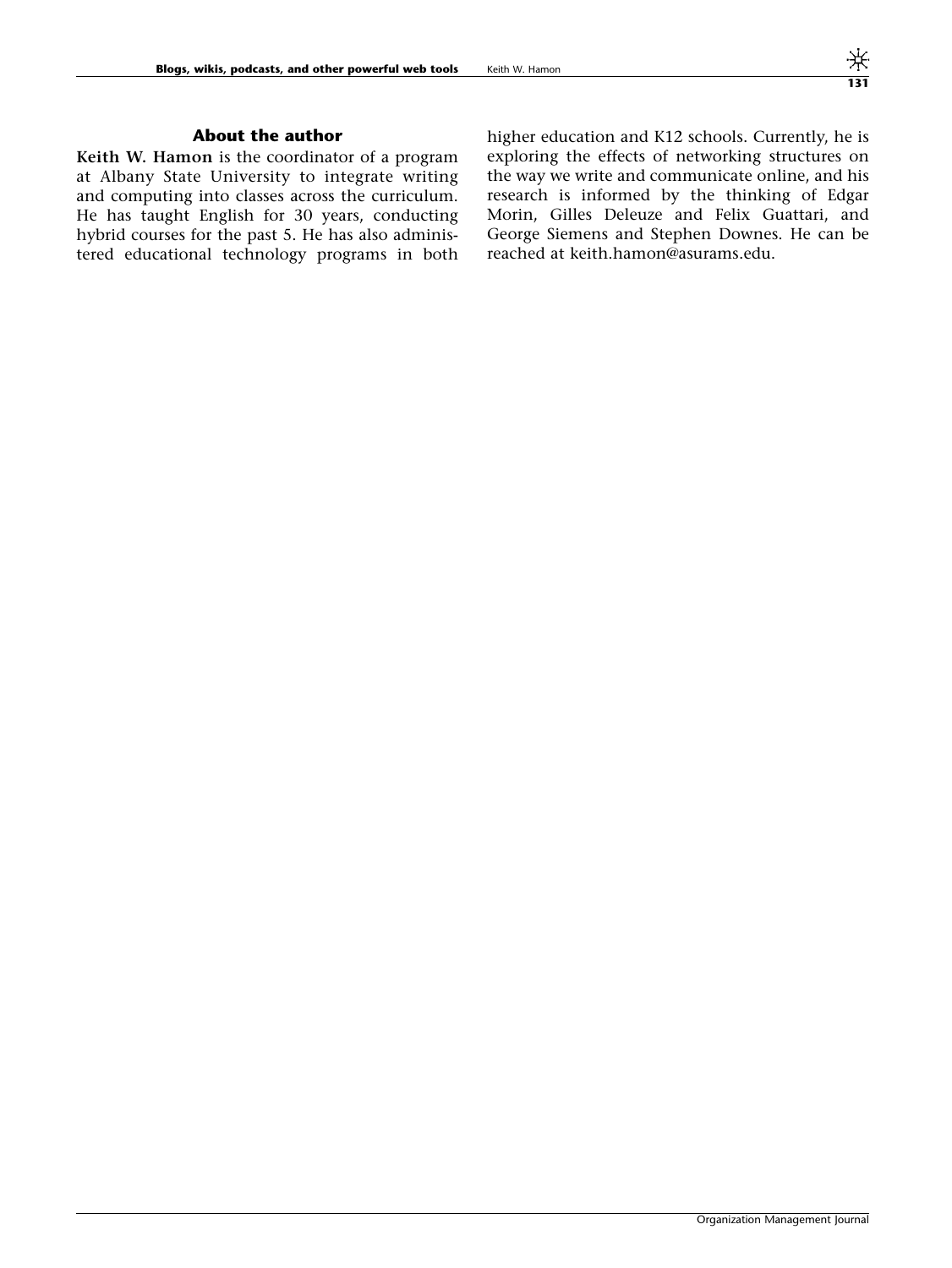## About the author

**Keith W. Hamon** is the coordinator of a program at Albany State University to integrate writing and computing into classes across the curriculum. He has taught English for 30 years, conducting hybrid courses for the past 5. He has also administered educational technology programs in both higher education and K12 schools. Currently, he is exploring the effects of networking structures on the way we write and communicate online, and his research is informed by the thinking of Edgar Morin, Gilles Deleuze and Felix Guattari, and George Siemens and Stephen Downes. He can be reached at keith.hamon@asurams.edu.